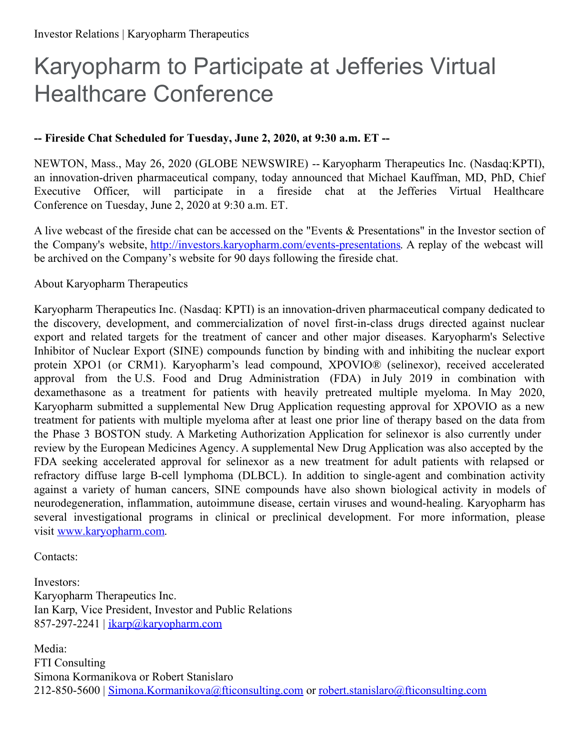Investor Relations | Karyopharm Therapeutics

# Karyopharm to Participate at Jefferies Virtual Healthcare Conference

**-- Fireside Chat Scheduled for Tuesday, June 2, 2020, at 9:30 a.m. ET --**

NEWTON, Mass., May 26, 2020 (GLOBE NEWSWIRE) -- Karyopharm Therapeutics Inc. (Nasdaq:KPTI), an innovation-driven pharmaceutical company, today announced that Michael Kauffman, MD, PhD, Chief Executive Officer, will participate in a fireside chat at the Jefferies Virtual Healthcare Conference on Tuesday, June 2, 2020 at 9:30 a.m. ET.

A live webcast of the fireside chat can be accessed on the "Events & Presentations" in the Investor section of the Company's website, [http://investors.karyopharm.com/events-presentations](http://investors.karyopharm.com/events-presentations). A replay of the webcast will be archived on the Company's website for 90 days following the fireside chat.

About Karyopharm Therapeutics

Karyopharm Therapeutics Inc. (Nasdaq: KPTI) is an innovation-driven pharmaceutical company dedicated to the discovery, development, and commercialization of novel first-in-class drugs directed against nuclear export and related targets for the treatment of cancer and other major diseases. Karyopharm's Selective Inhibitor of Nuclear Export (SINE) compounds function by binding with and inhibiting the nuclear export protein XPO1 (or CRM1). Karyopharm's lead compound, XPOVIO® (selinexor), received accelerated approval from the U.S. Food and Drug Administration (FDA) in July 2019 in combination with dexamethasone as a treatment for patients with heavily pretreated multiple myeloma. In May 2020, Karyopharm submitted a supplemental New Drug Application requesting approval for XPOVIO as a new treatment for patients with multiple myeloma after at least one prior line of therapy based on the data from the Phase 3 BOSTON study. A Marketing Authorization Application for selinexor is also currently under review by the European Medicines Agency. A supplemental New Drug Application was also accepted by the FDA seeking accelerated approval for selinexor as a new treatment for adult patients with relapsed or refractory diffuse large B-cell lymphoma (DLBCL). In addition to single-agent and combination activity against a variety of human cancers, SINE compounds have also shown biological activity in models of neurodegeneration, inflammation, autoimmune disease, certain viruses and wound-healing. Karyopharm has several investigational programs in clinical or preclinical development. For more information, please visit [www.karyopharm.com](http://www.karyopharm.com).

Contacts:

Investors:
Karyopharm Therapeutics Inc.
Ian Karp, Vice President, Investor and Public Relations
857-297-2241 | [ikarp@karyopharm.com](mailto:ikarp@karyopharm.com)

Media:
FTI Consulting
Simona Kormanikova or Robert Stanislaro
212-850-5600 | [Simona.Kormanikova@fticonsulting.com](mailto:Simona.Kormanikova@fticonsulting.com) or [robert.stanislaro@fticonsulting.com](mailto:robert.stanislaro@fticonsulting.com)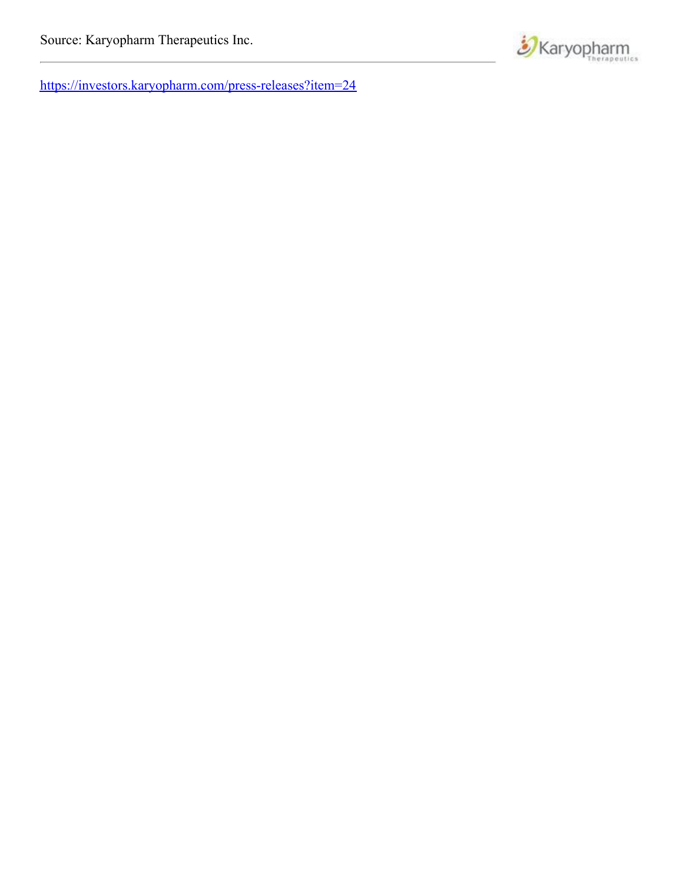https://investors.karyopharm.com/press-releases?item=24